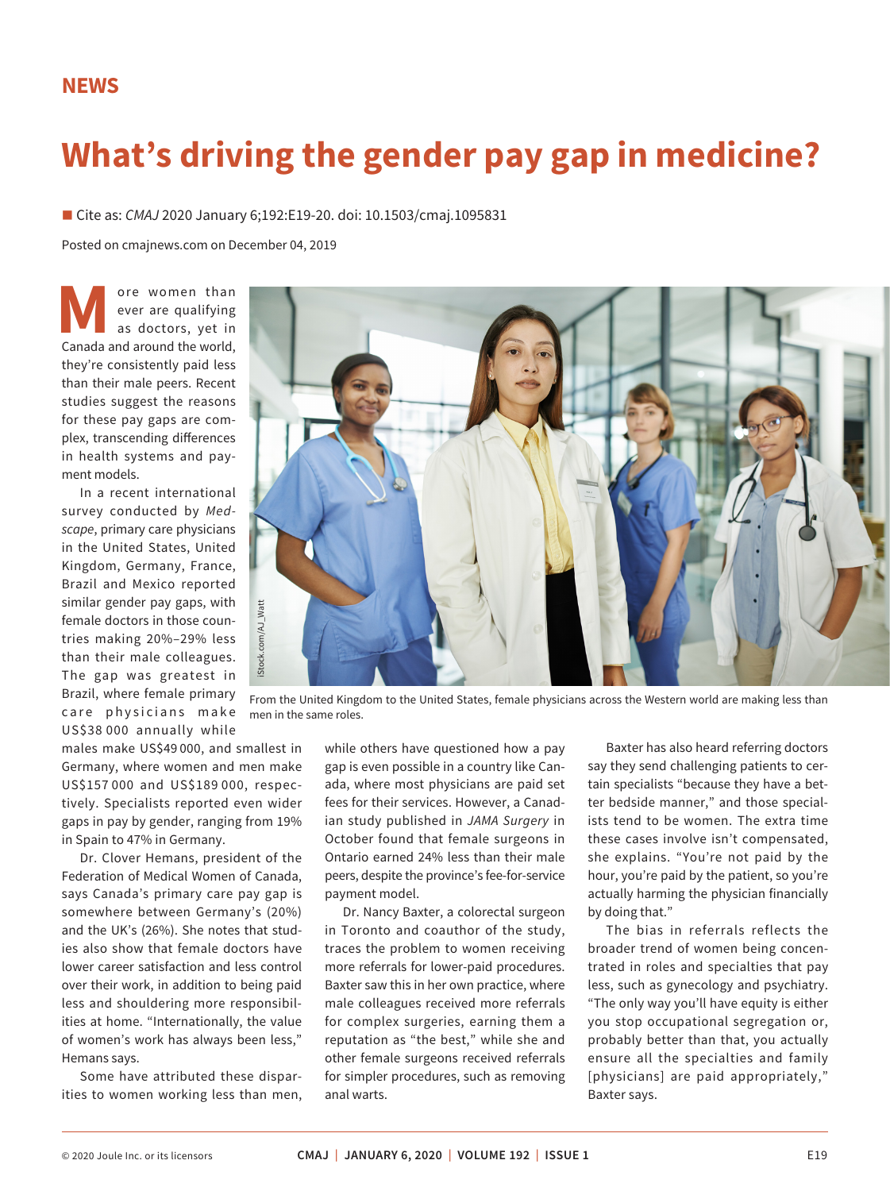NEWS

# What's driving the gender pay gap in medicine?

■ Cite as: *CMAJ* 2020 January 6;192:E19-20. doi: 10.1503/cmaj.1095831

Posted on cmajnews.com on December 04, 2019

More women than ever are qualifying as doctors, yet in Canada and around the world, they're consistently paid less than their male peers. Recent studies suggest the reasons for these pay gaps are complex, transcending differences in health systems and payment models.

From the United Kingdom to the United States, female physicians across the Western world are making less than men in the same roles.

In a recent international survey conducted by *Medscape*, primary care physicians in the United States, United Kingdom, Germany, France, Brazil and Mexico reported similar gender pay gaps, with female doctors in those countries making 20%–29% less than their male colleagues. The gap was greatest in Brazil, where female primary care physicians make US$38 000 annually while males make US$49 000, and smallest in Germany, where women and men make US$157 000 and US$189 000, respectively. Specialists reported even wider gaps in pay by gender, ranging from 19% in Spain to 47% in Germany.

Dr. Clover Hemans, president of the Federation of Medical Women of Canada, says Canada's primary care pay gap is somewhere between Germany's (20%) and the UK's (26%). She notes that studies also show that female doctors have lower career satisfaction and less control over their work, in addition to being paid less and shouldering more responsibilities at home. "Internationally, the value of women's work has always been less," Hemans says.

Some have attributed these disparities to women working less than men, while others have questioned how a pay gap is even possible in a country like Canada, where most physicians are paid set fees for their services. However, a Canadian study published in *JAMA Surgery* in October found that female surgeons in Ontario earned 24% less than their male peers, despite the province's fee-for-service payment model.

Dr. Nancy Baxter, a colorectal surgeon in Toronto and coauthor of the study, traces the problem to women receiving more referrals for lower-paid procedures. Baxter saw this in her own practice, where male colleagues received more referrals for complex surgeries, earning them a reputation as "the best," while she and other female surgeons received referrals for simpler procedures, such as removing anal warts.

Baxter has also heard referring doctors say they send challenging patients to certain specialists "because they have a better bedside manner," and those specialists tend to be women. The extra time these cases involve isn't compensated, she explains. "You're not paid by the hour, you're paid by the patient, so you're actually harming the physician financially by doing that."

The bias in referrals reflects the broader trend of women being concentrated in roles and specialties that pay less, such as gynecology and psychiatry. "The only way you'll have equity is either you stop occupational segregation or, probably better than that, you actually ensure all the specialties and family [physicians] are paid appropriately," Baxter says.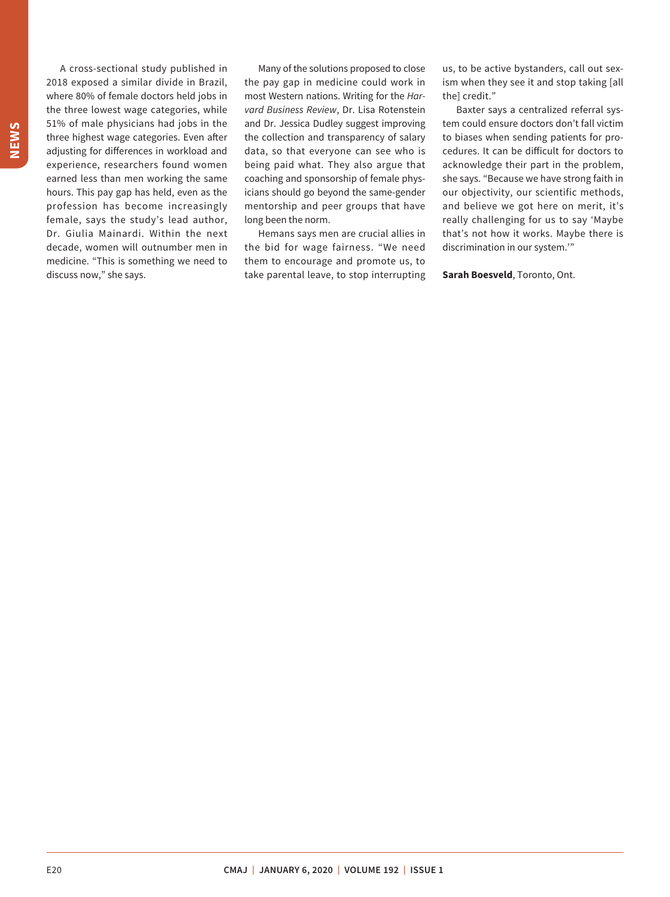A cross-sectional study published in 2018 exposed a similar divide in Brazil, where 80% of female doctors held jobs in the three lowest wage categories, while 51% of male physicians had jobs in the three highest wage categories. Even after adjusting for differences in workload and experience, researchers found women earned less than men working the same hours. This pay gap has held, even as the profession has become increasingly female, says the study's lead author, Dr. Giulia Mainardi. Within the next decade, women will outnumber men in medicine. "This is something we need to discuss now," she says.

Many of the solutions proposed to close the pay gap in medicine could work in most Western nations. Writing for the *Harvard Business Review*, Dr. Lisa Rotenstein and Dr. Jessica Dudley suggest improving the collection and transparency of salary data, so that everyone can see who is being paid what. They also argue that coaching and sponsorship of female physicians should go beyond the same-gender mentorship and peer groups that have long been the norm.

Hemans says men are crucial allies in the bid for wage fairness. "We need them to encourage and promote us, to take parental leave, to stop interrupting us, to be active bystanders, call out sexism when they see it and stop taking [all the] credit."

Baxter says a centralized referral system could ensure doctors don't fall victim to biases when sending patients for procedures. It can be difficult for doctors to acknowledge their part in the problem, she says. "Because we have strong faith in our objectivity, our scientific methods, and believe we got here on merit, it's really challenging for us to say 'Maybe that's not how it works. Maybe there is discrimination in our system.'"

**Sarah Boesveld**, Toronto, Ont.